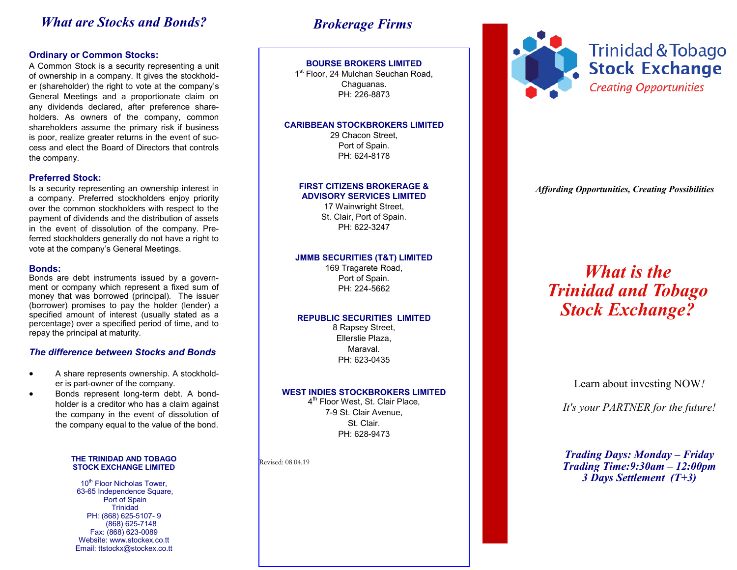## What are Stocks and Bonds?

### Ordinary or Common Stocks:

A Common Stock is a security representing a unit of ownership in a company. It gives the stockholder (shareholder) the right to vote at the company's General Meetings and a proportionate claim on any dividends declared, after preference shareholders. As owners of the company, common shareholders assume the primary risk if business is poor, realize greater returns in the event of success and elect the Board of Directors that controls the company.

### Preferred Stock:

Is a security representing an ownership interest in a company. Preferred stockholders enjoy priority over the common stockholders with respect to the payment of dividends and the distribution of assets in the event of dissolution of the company. Preferred stockholders generally do not have a right to vote at the company's General Meetings.

### Bonds:

Bonds are debt instruments issued by a government or company which represent a fixed sum of money that was borrowed (principal). The issuer (borrower) promises to pay the holder (lender) a specified amount of interest (usually stated as a percentage) over a specified period of time, and to repay the principal at maturity.

### *The difference between Stocks and Bonds*

- A share represents ownership. A stockholder is part-owner of the company.
- Bonds represent long-term debt. A bondholder is a creditor who has a claim against the company in the event of dissolution of the company equal to the value of the bond.

**THE TRINIDAD AND TOBAGO STOCK EXCHANGE LIMITED**

10th Floor Nicholas Tower,
63-65 Independence Square,
Port of Spain
Trinidad
PH: (868) 625-5107- 9
(868) 625-7148
Fax: (868) 623-0089
Website: www.stockex.co.tt
Email: ttstockx@stockex.co.tt

## Brokerage Firms

**BOURSE BROKERS LIMITED**
1st Floor, 24 Mulchan Seuchan Road,
Chaguanas.
PH: 226-8873

**CARIBBEAN STOCKBROKERS LIMITED**
29 Chacon Street,
Port of Spain.
PH: 624-8178

**FIRST CITIZENS BROKERAGE & ADVISORY SERVICES LIMITED**
17 Wainwright Street,
St. Clair, Port of Spain.
PH: 622-3247

**JMMB SECURITIES (T&T) LIMITED**
169 Tragarete Road,
Port of Spain.
PH: 224-5662

**REPUBLIC SECURITIES LIMITED**
8 Rapsey Street,
Ellerslie Plaza,
Maraval.
PH: 623-0435

**WEST INDIES STOCKBROKERS LIMITED**
4th Floor West, St. Clair Place,
7-9 St. Clair Avenue,
St. Clair.
PH: 628-9473

Revised: 08.04.19

Trinidad & Tobago Stock Exchange
*Creating Opportunities*

*Affording Opportunities, Creating Possibilities*

# *What is the Trinidad and Tobago Stock Exchange?*

Learn about investing NOW!

*It's your PARTNER for the future!*

***Trading Days: Monday – Friday***
***Trading Time:9:30am – 12:00pm***
***3 Days Settlement (T+3)***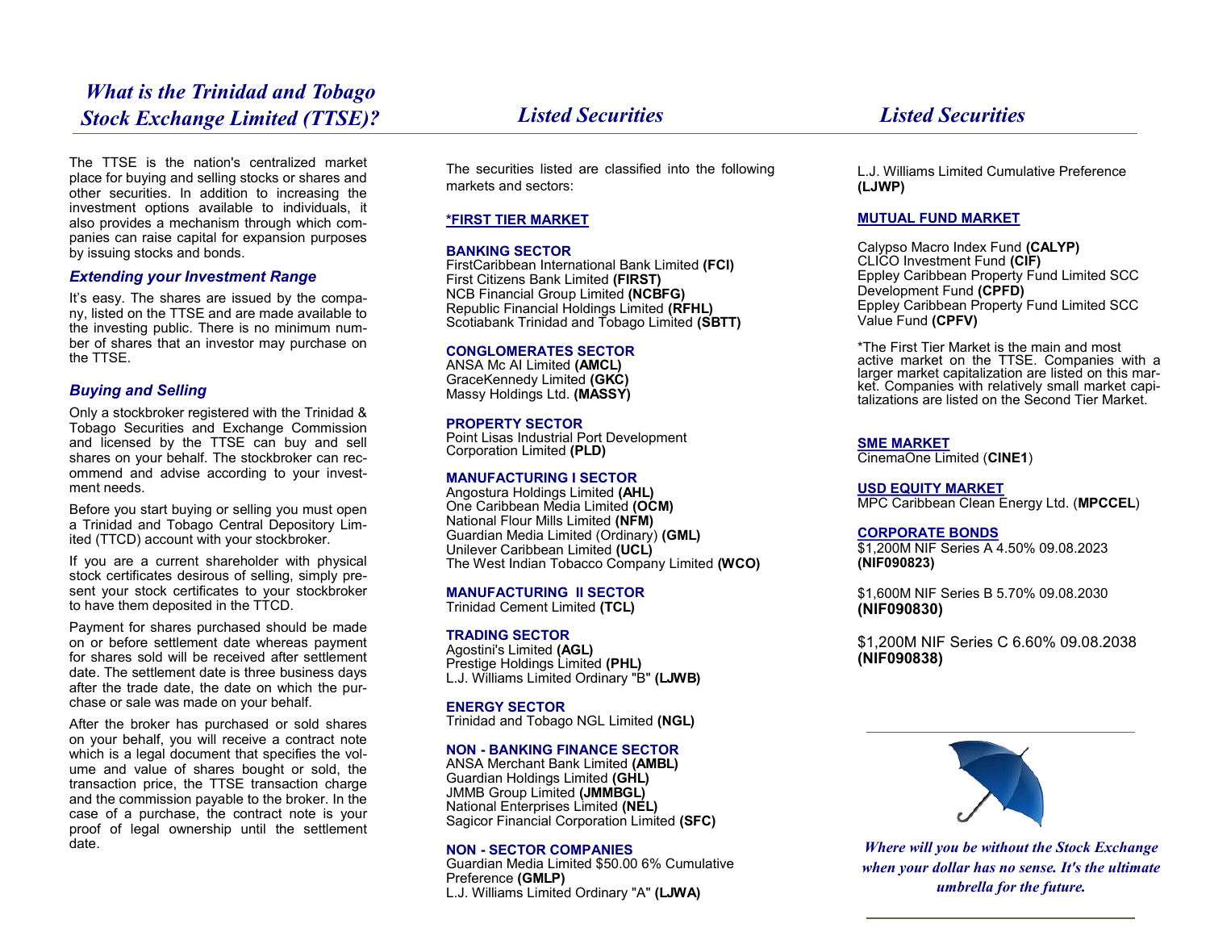## *What is the Trinidad and Tobago Stock Exchange Limited (TTSE)?*

The TTSE is the nation's centralized market place for buying and selling stocks or shares and other securities. In addition to increasing the investment options available to individuals, it also provides a mechanism through which companies can raise capital for expansion purposes by issuing stocks and bonds.

### *Extending your Investment Range*

It's easy. The shares are issued by the company, listed on the TTSE and are made available to the investing public. There is no minimum number of shares that an investor may purchase on the TTSE.

### *Buying and Selling*

Only a stockbroker registered with the Trinidad & Tobago Securities and Exchange Commission and licensed by the TTSE can buy and sell shares on your behalf. The stockbroker can recommend and advise according to your investment needs.

Before you start buying or selling you must open a Trinidad and Tobago Central Depository Limited (TTCD) account with your stockbroker.

If you are a current shareholder with physical stock certificates desirous of selling, simply present your stock certificates to your stockbroker to have them deposited in the TTCD.

Payment for shares purchased should be made on or before settlement date whereas payment for shares sold will be received after settlement date. The settlement date is three business days after the trade date, the date on which the purchase or sale was made on your behalf.

After the broker has purchased or sold shares on your behalf, you will receive a contract note which is a legal document that specifies the volume and value of shares bought or sold, the transaction price, the TTSE transaction charge and the commission payable to the broker. In the case of a purchase, the contract note is your proof of legal ownership until the settlement date.

## *Listed Securities*

The securities listed are classified into the following markets and sectors:

**\*FIRST TIER MARKET**

**BANKING SECTOR**
FirstCaribbean International Bank Limited **(FCI)**
First Citizens Bank Limited **(FIRST)**
NCB Financial Group Limited **(NCBFG)**
Republic Financial Holdings Limited **(RFHL)**
Scotiabank Trinidad and Tobago Limited **(SBTT)**

**CONGLOMERATES SECTOR**
ANSA Mc Al Limited **(AMCL)**
GraceKennedy Limited **(GKC)**
Massy Holdings Ltd. **(MASSY)**

**PROPERTY SECTOR**
Point Lisas Industrial Port Development Corporation Limited **(PLD)**

**MANUFACTURING I SECTOR**
Angostura Holdings Limited **(AHL)**
One Caribbean Media Limited **(OCM)**
National Flour Mills Limited **(NFM)**
Guardian Media Limited (Ordinary) **(GML)**
Unilever Caribbean Limited **(UCL)**
The West Indian Tobacco Company Limited **(WCO)**

**MANUFACTURING II SECTOR**
Trinidad Cement Limited **(TCL)**

**TRADING SECTOR**
Agostini's Limited **(AGL)**
Prestige Holdings Limited **(PHL)**
L.J. Williams Limited Ordinary "B" **(LJWB)**

**ENERGY SECTOR**
Trinidad and Tobago NGL Limited **(NGL)**

**NON - BANKING FINANCE SECTOR**
ANSA Merchant Bank Limited **(AMBL)**
Guardian Holdings Limited **(GHL)**
JMMB Group Limited **(JMMBGL)**
National Enterprises Limited **(NEL)**
Sagicor Financial Corporation Limited **(SFC)**

**NON - SECTOR COMPANIES**
Guardian Media Limited $50.00 6% Cumulative Preference **(GMLP)**
L.J. Williams Limited Ordinary "A" **(LJWA)**
L.J. Williams Limited Cumulative Preference **(LJWP)**

**MUTUAL FUND MARKET**

Calypso Macro Index Fund **(CALYP)**
CLICO Investment Fund **(CIF)**
Eppley Caribbean Property Fund Limited SCC Development Fund **(CPFD)**
Eppley Caribbean Property Fund Limited SCC Value Fund **(CPFV)**

\*The First Tier Market is the main and most active market on the TTSE. Companies with a larger market capitalization are listed on this market. Companies with relatively small market capitalizations are listed on the Second Tier Market.

**SME MARKET**
CinemaOne Limited (**CINE1**)

**USD EQUITY MARKET**
MPC Caribbean Clean Energy Ltd. (**MPCCEL**)

**CORPORATE BONDS**
$1,200M NIF Series A 4.50% 09.08.2023 **(NIF090823)**

$1,600M NIF Series B 5.70% 09.08.2030 **(NIF090830)**

$1,200M NIF Series C 6.60% 09.08.2038 **(NIF090838)**

*Where will you be without the Stock Exchange when your dollar has no sense. It's the ultimate umbrella for the future.*